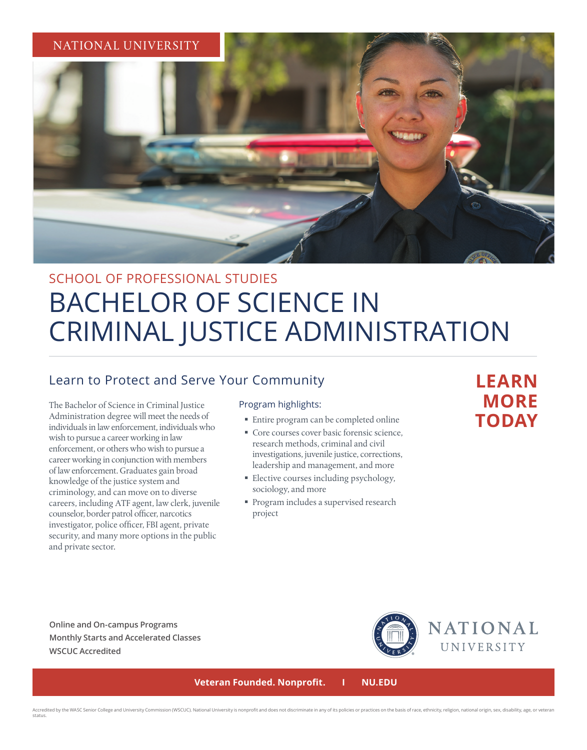NATIONAL UNIVERSITY

## SCHOOL OF PROFESSIONAL STUDIES

# BACHELOR OF SCIENCE IN CRIMINAL JUSTICE ADMINISTRATION

## Learn to Protect and Serve Your Community

The Bachelor of Science in Criminal Justice Administration degree will meet the needs of individuals in law enforcement, individuals who wish to pursue a career working in law enforcement, or others who wish to pursue a career working in conjunction with members of law enforcement. Graduates gain broad knowledge of the justice system and criminology, and can move on to diverse careers, including ATF agent, law clerk, juvenile counselor, border patrol officer, narcotics investigator, police officer, FBI agent, private security, and many more options in the public and private sector.

### Program highlights:

- Entire program can be completed online
- Core courses cover basic forensic science, research methods, criminal and civil investigations, juvenile justice, corrections, leadership and management, and more
- Elective courses including psychology, sociology, and more
- Program includes a supervised research project

**LEARN MORE TODAY**

**Online and On-campus Programs**
**Monthly Starts and Accelerated Classes**
**WSCUC Accredited**

NATIONAL UNIVERSITY

**Veteran Founded. Nonprofit. | NU.EDU**

Accredited by the WASC Senior College and University Commission (WSCUC). National University is nonprofit and does not discriminate in any of its policies or practices on the basis of race, ethnicity, religion, national origin, sex, disability, age, or veteran status.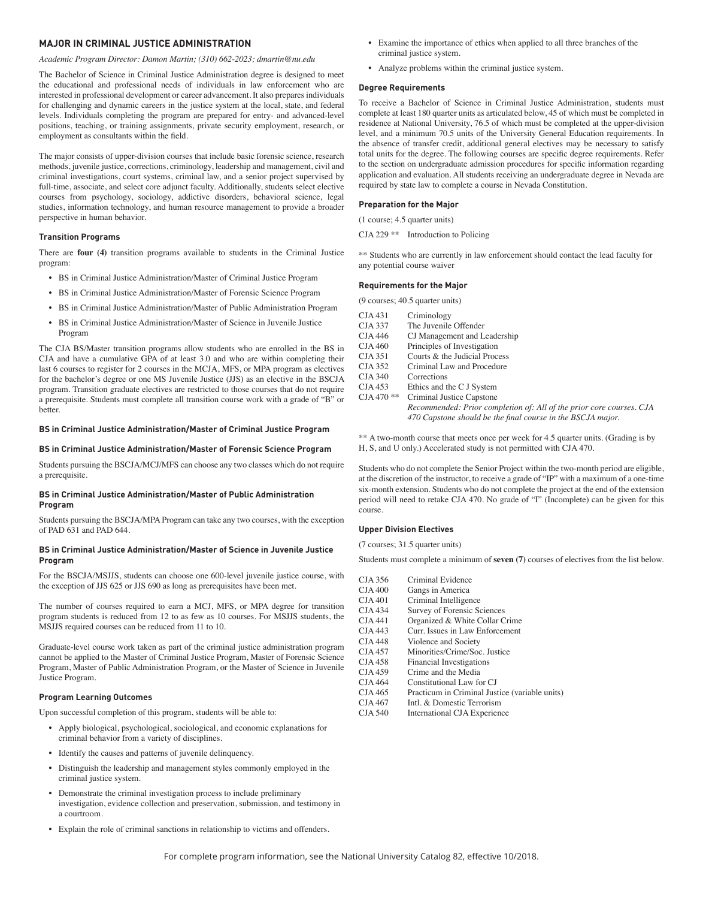## MAJOR IN CRIMINAL JUSTICE ADMINISTRATION

*Academic Program Director: Damon Martin; (310) 662-2023; dmartin@nu.edu*

The Bachelor of Science in Criminal Justice Administration degree is designed to meet the educational and professional needs of individuals in law enforcement who are interested in professional development or career advancement. It also prepares individuals for challenging and dynamic careers in the justice system at the local, state, and federal levels. Individuals completing the program are prepared for entry- and advanced-level positions, teaching, or training assignments, private security employment, research, or employment as consultants within the field.

The major consists of upper-division courses that include basic forensic science, research methods, juvenile justice, corrections, criminology, leadership and management, civil and criminal investigations, court systems, criminal law, and a senior project supervised by full-time, associate, and select core adjunct faculty. Additionally, students select elective courses from psychology, sociology, addictive disorders, behavioral science, legal studies, information technology, and human resource management to provide a broader perspective in human behavior.

### Transition Programs

There are **four (4)** transition programs available to students in the Criminal Justice program:

- BS in Criminal Justice Administration/Master of Criminal Justice Program
- BS in Criminal Justice Administration/Master of Forensic Science Program
- BS in Criminal Justice Administration/Master of Public Administration Program
- BS in Criminal Justice Administration/Master of Science in Juvenile Justice Program

The CJA BS/Master transition programs allow students who are enrolled in the BS in CJA and have a cumulative GPA of at least 3.0 and who are within completing their last 6 courses to register for 2 courses in the MCJA, MFS, or MPA program as electives for the bachelor's degree or one MS Juvenile Justice (JJS) as an elective in the BSCJA program. Transition graduate electives are restricted to those courses that do not require a prerequisite. Students must complete all transition course work with a grade of "B" or better.

#### BS in Criminal Justice Administration/Master of Criminal Justice Program

#### BS in Criminal Justice Administration/Master of Forensic Science Program

Students pursuing the BSCJA/MCJ/MFS can choose any two classes which do not require a prerequisite.

#### BS in Criminal Justice Administration/Master of Public Administration Program

Students pursuing the BSCJA/MPA Program can take any two courses, with the exception of PAD 631 and PAD 644.

#### BS in Criminal Justice Administration/Master of Science in Juvenile Justice Program

For the BSCJA/MSJJS, students can choose one 600-level juvenile justice course, with the exception of JJS 625 or JJS 690 as long as prerequisites have been met.

The number of courses required to earn a MCJ, MFS, or MPA degree for transition program students is reduced from 12 to as few as 10 courses. For MSJJS students, the MSJJS required courses can be reduced from 11 to 10.

Graduate-level course work taken as part of the criminal justice administration program cannot be applied to the Master of Criminal Justice Program, Master of Forensic Science Program, Master of Public Administration Program, or the Master of Science in Juvenile Justice Program.

### Program Learning Outcomes

Upon successful completion of this program, students will be able to:

- Apply biological, psychological, sociological, and economic explanations for criminal behavior from a variety of disciplines.
- Identify the causes and patterns of juvenile delinquency.
- Distinguish the leadership and management styles commonly employed in the criminal justice system.
- Demonstrate the criminal investigation process to include preliminary investigation, evidence collection and preservation, submission, and testimony in a courtroom.
- Explain the role of criminal sanctions in relationship to victims and offenders.
- Examine the importance of ethics when applied to all three branches of the criminal justice system.
- Analyze problems within the criminal justice system.

### Degree Requirements

To receive a Bachelor of Science in Criminal Justice Administration, students must complete at least 180 quarter units as articulated below, 45 of which must be completed in residence at National University, 76.5 of which must be completed at the upper-division level, and a minimum 70.5 units of the University General Education requirements. In the absence of transfer credit, additional general electives may be necessary to satisfy total units for the degree. The following courses are specific degree requirements. Refer to the section on undergraduate admission procedures for specific information regarding application and evaluation. All students receiving an undergraduate degree in Nevada are required by state law to complete a course in Nevada Constitution.

### Preparation for the Major

(1 course; 4.5 quarter units)

CJA 229 ** Introduction to Policing

** Students who are currently in law enforcement should contact the lead faculty for any potential course waiver

### Requirements for the Major

(9 courses; 40.5 quarter units)

| | |
|---|---|
| CJA 431 | Criminology |
| CJA 337 | The Juvenile Offender |
| CJA 446 | CJ Management and Leadership |
| CJA 460 | Principles of Investigation |
| CJA 351 | Courts & the Judicial Process |
| CJA 352 | Criminal Law and Procedure |
| CJA 340 | Corrections |
| CJA 453 | Ethics and the C J System |
| CJA 470 ** | Criminal Justice Capstone<br>*Recommended: Prior completion of: All of the prior core courses. CJA 470 Capstone should be the final course in the BSCJA major.* |

** A two-month course that meets once per week for 4.5 quarter units. (Grading is by H, S, and U only.) Accelerated study is not permitted with CJA 470.

Students who do not complete the Senior Project within the two-month period are eligible, at the discretion of the instructor, to receive a grade of "IP" with a maximum of a one-time six-month extension. Students who do not complete the project at the end of the extension period will need to retake CJA 470. No grade of "I" (Incomplete) can be given for this course.

### Upper Division Electives

(7 courses; 31.5 quarter units)

Students must complete a minimum of **seven (7)** courses of electives from the list below.

| | |
|---|---|
| CJA 356 | Criminal Evidence |
| CJA 400 | Gangs in America |
| CJA 401 | Criminal Intelligence |
| CJA 434 | Survey of Forensic Sciences |
| CJA 441 | Organized & White Collar Crime |
| CJA 443 | Curr. Issues in Law Enforcement |
| CJA 448 | Violence and Society |
| CJA 457 | Minorities/Crime/Soc. Justice |
| CJA 458 | Financial Investigations |
| CJA 459 | Crime and the Media |
| CJA 464 | Constitutional Law for CJ |
| CJA 465 | Practicum in Criminal Justice (variable units) |
| CJA 467 | Intl. & Domestic Terrorism |
| CJA 540 | International CJA Experience |

For complete program information, see the National University Catalog 82, effective 10/2018.